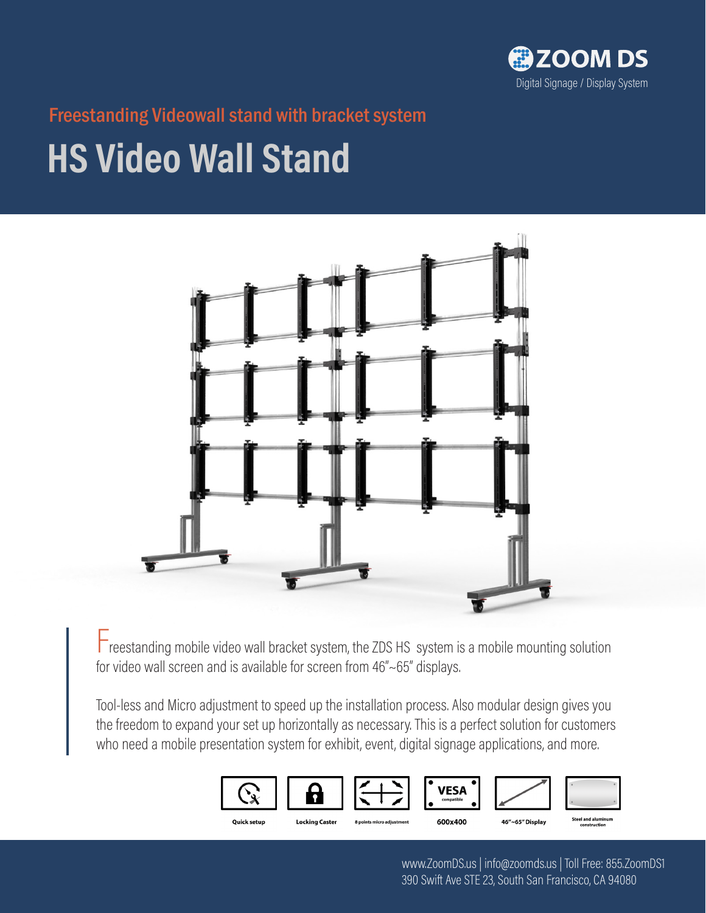ZOOM DS
Digital Signage / Display System

## Freestanding Videowall stand with bracket system

# HS Video Wall Stand

Freestanding mobile video wall bracket system, the ZDS HS system is a mobile mounting solution for video wall screen and is available for screen from 46"~65" displays.

Tool-less and Micro adjustment to speed up the installation process. Also modular design gives you the freedom to expand your set up horizontally as necessary. This is a perfect solution for customers who need a mobile presentation system for exhibit, event, digital signage applications, and more.

Quick setup | Locking Caster | 8 points micro adjustment | VESA compatible 600x400 | 46"~65" Display | Steel and aluminum construction

www.ZoomDS.us | info@zoomds.us | Toll Free: 855.ZoomDS1
390 Swift Ave STE 23, South San Francisco, CA 94080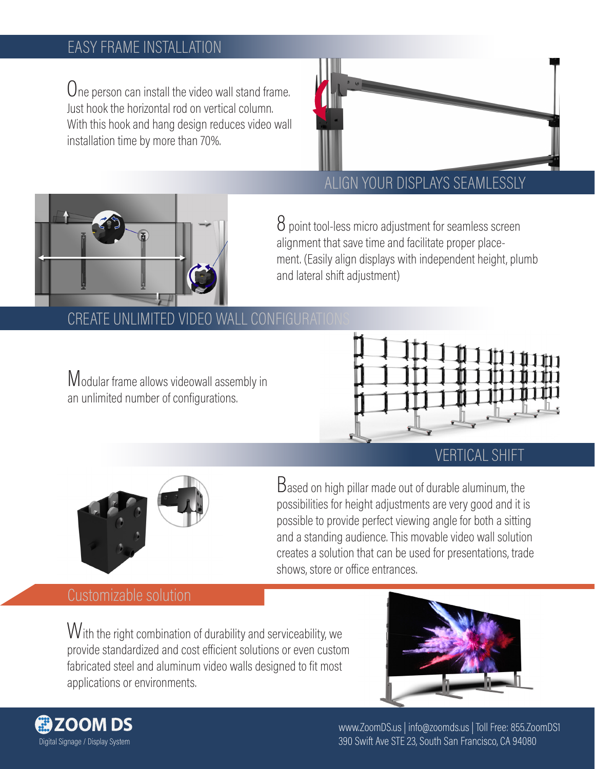## EASY FRAME INSTALLATION

One person can install the video wall stand frame. Just hook the horizontal rod on vertical column. With this hook and hang design reduces video wall installation time by more than 70%.

## ALIGN YOUR DISPLAYS SEAMLESSLY

8 point tool-less micro adjustment for seamless screen alignment that save time and facilitate proper placement. (Easily align displays with independent height, plumb and lateral shift adjustment)

## CREATE UNLIMITED VIDEO WALL CONFIGURATIONS

Modular frame allows videowall assembly in an unlimited number of configurations.

## VERTICAL SHIFT

Based on high pillar made out of durable aluminum, the possibilities for height adjustments are very good and it is possible to provide perfect viewing angle for both a sitting and a standing audience. This movable video wall solution creates a solution that can be used for presentations, trade shows, store or office entrances.

## Customizable solution

With the right combination of durability and serviceability, we provide standardized and cost efficient solutions or even custom fabricated steel and aluminum video walls designed to fit most applications or environments.

**ZOOM DS**
Digital Signage / Display System

www.ZoomDS.us | info@zoomds.us | Toll Free: 855.ZoomDS1
390 Swift Ave STE 23, South San Francisco, CA 94080